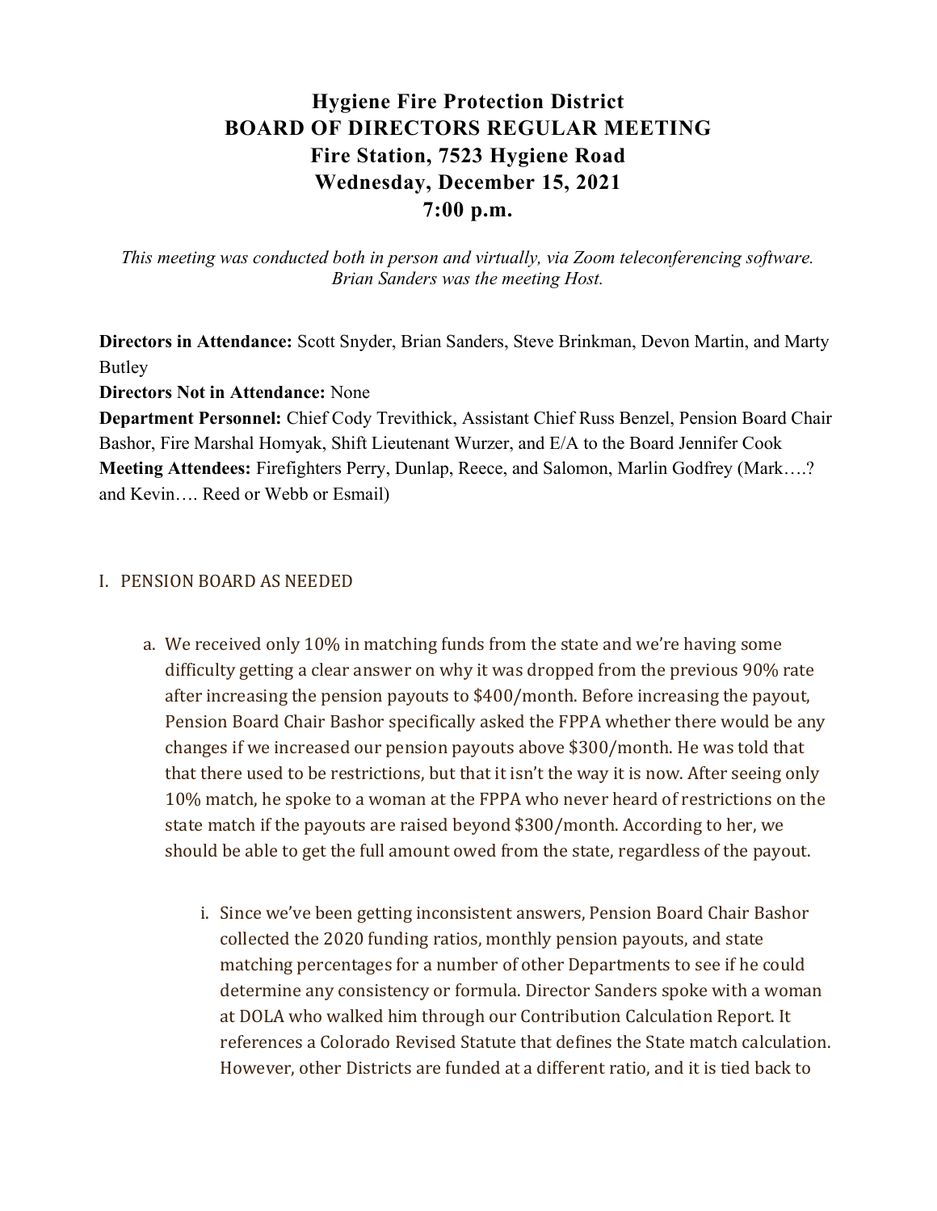# Hygiene Fire Protection District
# BOARD OF DIRECTORS REGULAR MEETING
# Fire Station, 7523 Hygiene Road
# Wednesday, December 15, 2021
# 7:00 p.m.

*This meeting was conducted both in person and virtually, via Zoom teleconferencing software. Brian Sanders was the meeting Host.*

**Directors in Attendance:** Scott Snyder, Brian Sanders, Steve Brinkman, Devon Martin, and Marty Butley
**Directors Not in Attendance:** None
**Department Personnel:** Chief Cody Trevithick, Assistant Chief Russ Benzel, Pension Board Chair Bashor, Fire Marshal Homyak, Shift Lieutenant Wurzer, and E/A to the Board Jennifer Cook
**Meeting Attendees:** Firefighters Perry, Dunlap, Reece, and Salomon, Marlin Godfrey (Mark….? and Kevin…. Reed or Webb or Esmail)

I. PENSION BOARD AS NEEDED

   a. We received only 10% in matching funds from the state and we're having some difficulty getting a clear answer on why it was dropped from the previous 90% rate after increasing the pension payouts to $400/month. Before increasing the payout, Pension Board Chair Bashor specifically asked the FPPA whether there would be any changes if we increased our pension payouts above $300/month. He was told that that there used to be restrictions, but that it isn't the way it is now. After seeing only 10% match, he spoke to a woman at the FPPA who never heard of restrictions on the state match if the payouts are raised beyond $300/month. According to her, we should be able to get the full amount owed from the state, regardless of the payout.

      i. Since we've been getting inconsistent answers, Pension Board Chair Bashor collected the 2020 funding ratios, monthly pension payouts, and state matching percentages for a number of other Departments to see if he could determine any consistency or formula. Director Sanders spoke with a woman at DOLA who walked him through our Contribution Calculation Report. It references a Colorado Revised Statute that defines the State match calculation. However, other Districts are funded at a different ratio, and it is tied back to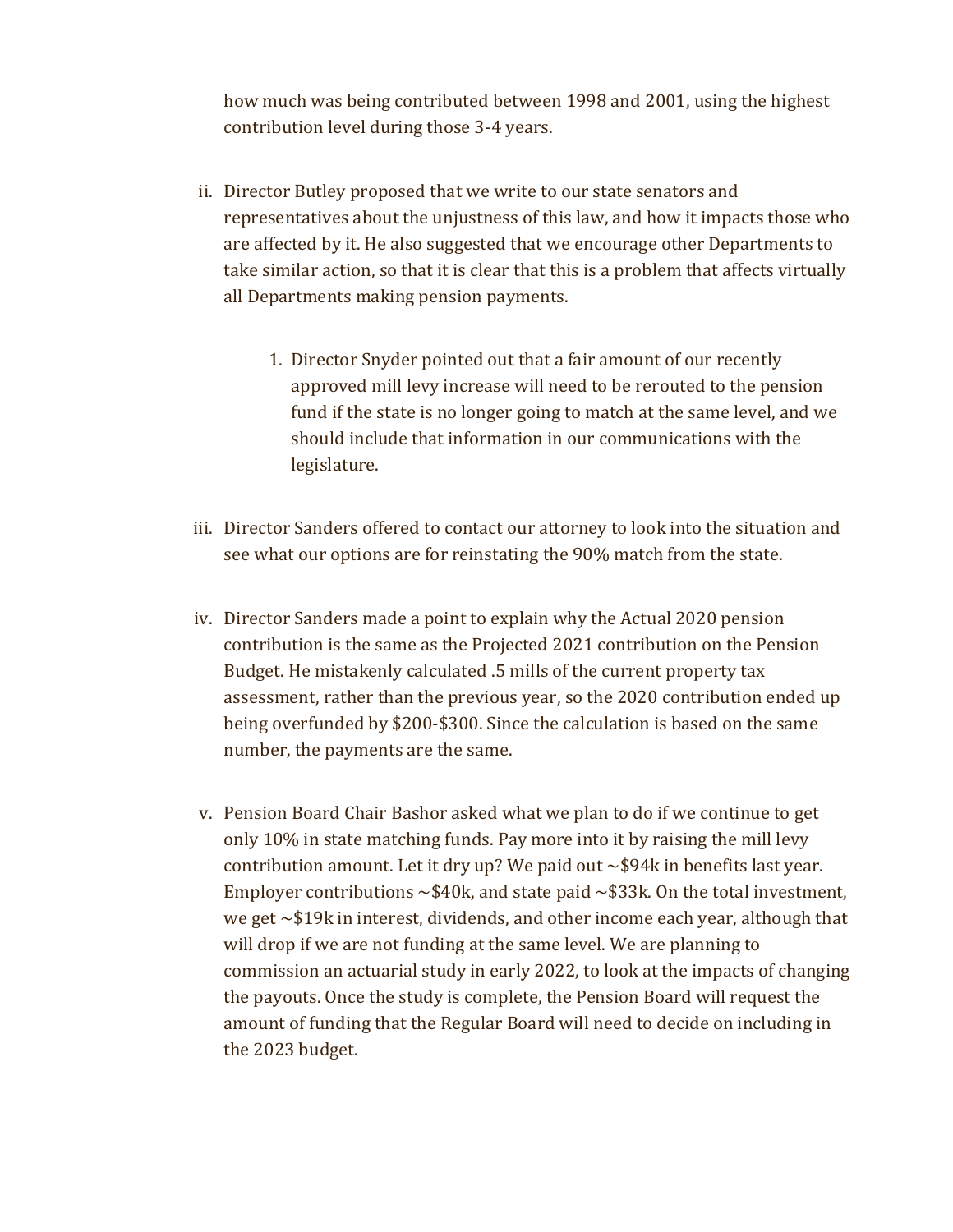how much was being contributed between 1998 and 2001, using the highest contribution level during those 3-4 years.

ii. Director Butley proposed that we write to our state senators and representatives about the unjustness of this law, and how it impacts those who are affected by it. He also suggested that we encourage other Departments to take similar action, so that it is clear that this is a problem that affects virtually all Departments making pension payments.

   1. Director Snyder pointed out that a fair amount of our recently approved mill levy increase will need to be rerouted to the pension fund if the state is no longer going to match at the same level, and we should include that information in our communications with the legislature.

iii. Director Sanders offered to contact our attorney to look into the situation and see what our options are for reinstating the 90% match from the state.

iv. Director Sanders made a point to explain why the Actual 2020 pension contribution is the same as the Projected 2021 contribution on the Pension Budget. He mistakenly calculated .5 mills of the current property tax assessment, rather than the previous year, so the 2020 contribution ended up being overfunded by $200-$300. Since the calculation is based on the same number, the payments are the same.

v. Pension Board Chair Bashor asked what we plan to do if we continue to get only 10% in state matching funds. Pay more into it by raising the mill levy contribution amount. Let it dry up? We paid out ~$94k in benefits last year. Employer contributions ~$40k, and state paid ~$33k. On the total investment, we get ~$19k in interest, dividends, and other income each year, although that will drop if we are not funding at the same level. We are planning to commission an actuarial study in early 2022, to look at the impacts of changing the payouts. Once the study is complete, the Pension Board will request the amount of funding that the Regular Board will need to decide on including in the 2023 budget.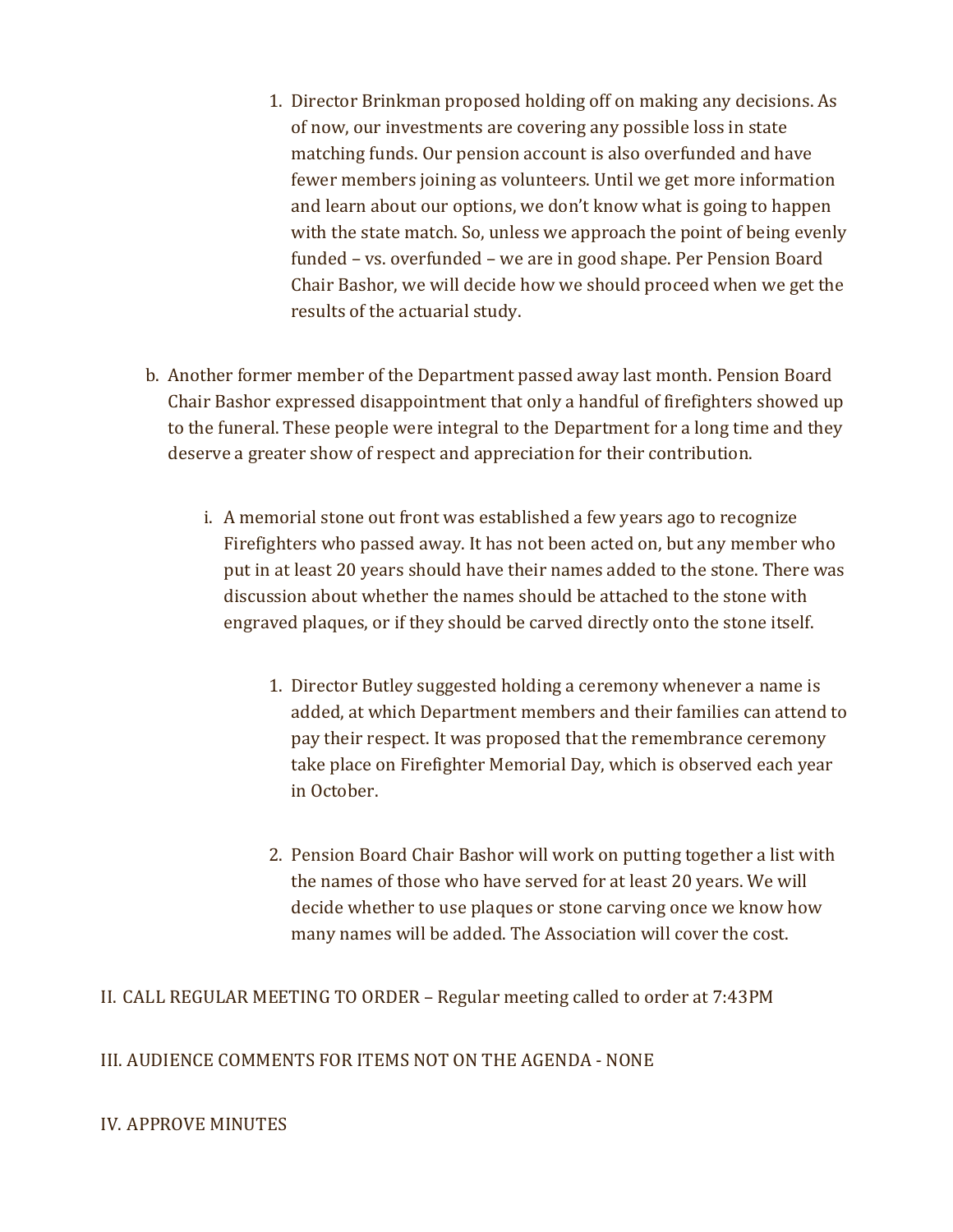1. Director Brinkman proposed holding off on making any decisions. As of now, our investments are covering any possible loss in state matching funds. Our pension account is also overfunded and have fewer members joining as volunteers. Until we get more information and learn about our options, we don't know what is going to happen with the state match. So, unless we approach the point of being evenly funded – vs. overfunded – we are in good shape. Per Pension Board Chair Bashor, we will decide how we should proceed when we get the results of the actuarial study.

b. Another former member of the Department passed away last month. Pension Board Chair Bashor expressed disappointment that only a handful of firefighters showed up to the funeral. These people were integral to the Department for a long time and they deserve a greater show of respect and appreciation for their contribution.

   i. A memorial stone out front was established a few years ago to recognize Firefighters who passed away. It has not been acted on, but any member who put in at least 20 years should have their names added to the stone. There was discussion about whether the names should be attached to the stone with engraved plaques, or if they should be carved directly onto the stone itself.

      1. Director Butley suggested holding a ceremony whenever a name is added, at which Department members and their families can attend to pay their respect. It was proposed that the remembrance ceremony take place on Firefighter Memorial Day, which is observed each year in October.

      2. Pension Board Chair Bashor will work on putting together a list with the names of those who have served for at least 20 years. We will decide whether to use plaques or stone carving once we know how many names will be added. The Association will cover the cost.

II. CALL REGULAR MEETING TO ORDER – Regular meeting called to order at 7:43PM

III. AUDIENCE COMMENTS FOR ITEMS NOT ON THE AGENDA - NONE

IV. APPROVE MINUTES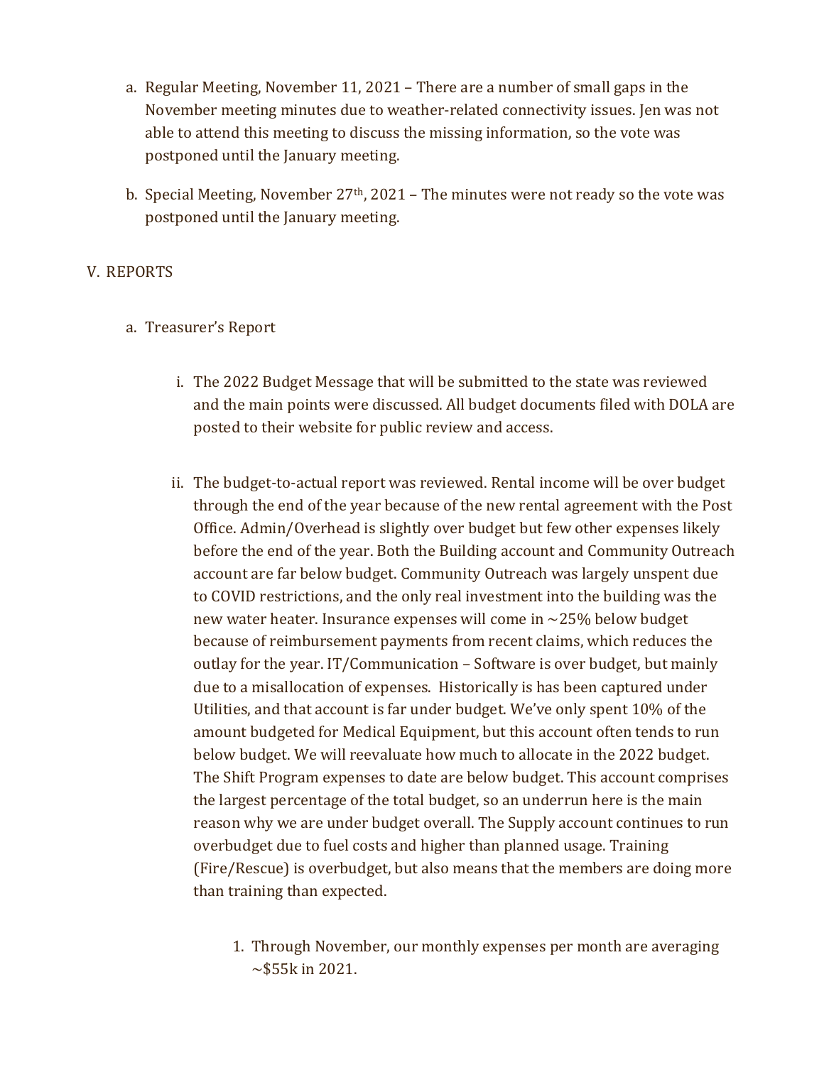a. Regular Meeting, November 11, 2021 – There are a number of small gaps in the November meeting minutes due to weather-related connectivity issues. Jen was not able to attend this meeting to discuss the missing information, so the vote was postponed until the January meeting.

b. Special Meeting, November 27th, 2021 – The minutes were not ready so the vote was postponed until the January meeting.

V. REPORTS

a. Treasurer's Report

i. The 2022 Budget Message that will be submitted to the state was reviewed and the main points were discussed. All budget documents filed with DOLA are posted to their website for public review and access.

ii. The budget-to-actual report was reviewed. Rental income will be over budget through the end of the year because of the new rental agreement with the Post Office. Admin/Overhead is slightly over budget but few other expenses likely before the end of the year. Both the Building account and Community Outreach account are far below budget. Community Outreach was largely unspent due to COVID restrictions, and the only real investment into the building was the new water heater. Insurance expenses will come in ~25% below budget because of reimbursement payments from recent claims, which reduces the outlay for the year. IT/Communication – Software is over budget, but mainly due to a misallocation of expenses. Historically is has been captured under Utilities, and that account is far under budget. We've only spent 10% of the amount budgeted for Medical Equipment, but this account often tends to run below budget. We will reevaluate how much to allocate in the 2022 budget. The Shift Program expenses to date are below budget. This account comprises the largest percentage of the total budget, so an underrun here is the main reason why we are under budget overall. The Supply account continues to run overbudget due to fuel costs and higher than planned usage. Training (Fire/Rescue) is overbudget, but also means that the members are doing more than training than expected.

1. Through November, our monthly expenses per month are averaging ~$55k in 2021.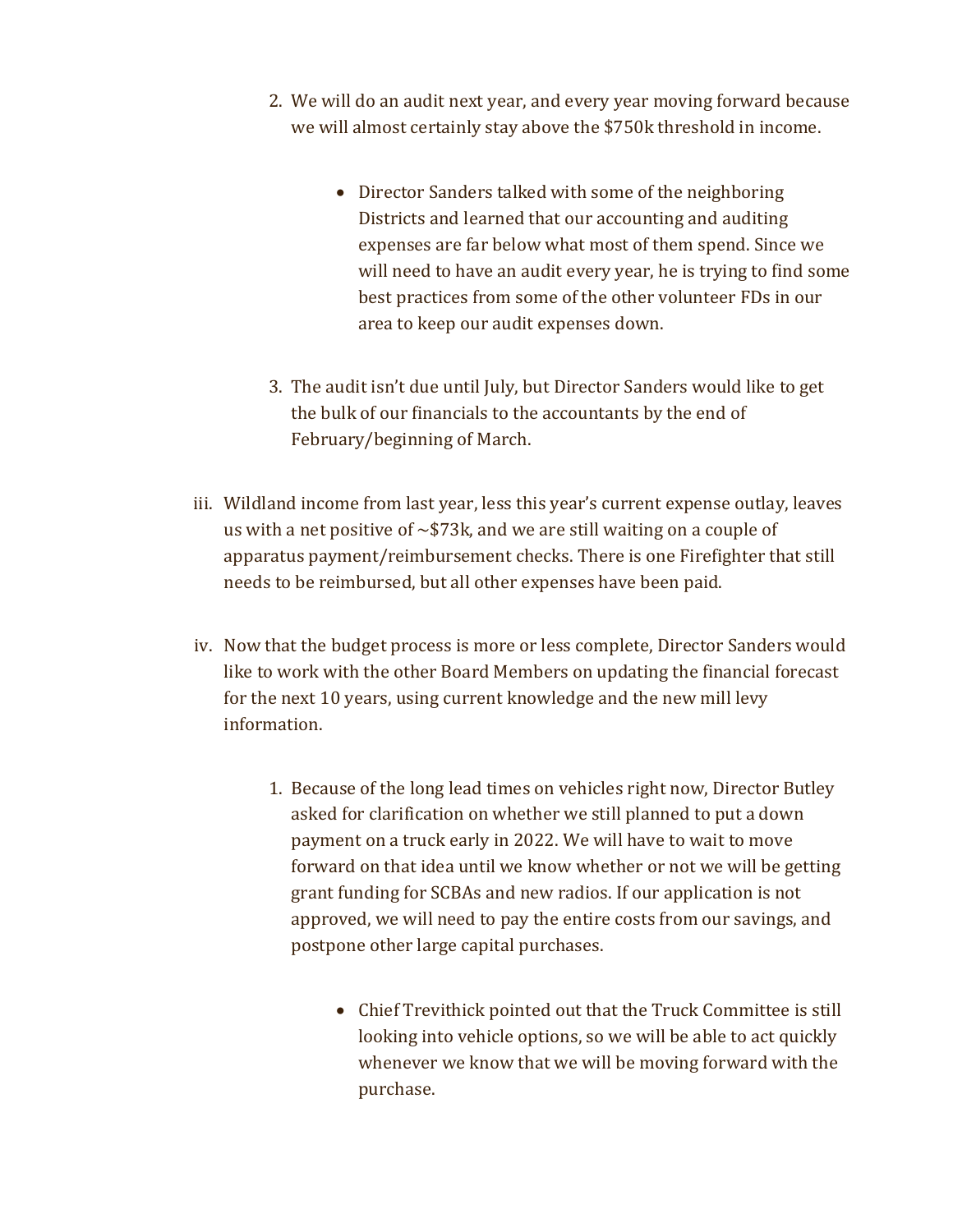2. We will do an audit next year, and every year moving forward because we will almost certainly stay above the $750k threshold in income.

    - Director Sanders talked with some of the neighboring Districts and learned that our accounting and auditing expenses are far below what most of them spend. Since we will need to have an audit every year, he is trying to find some best practices from some of the other volunteer FDs in our area to keep our audit expenses down.

3. The audit isn't due until July, but Director Sanders would like to get the bulk of our financials to the accountants by the end of February/beginning of March.

iii. Wildland income from last year, less this year's current expense outlay, leaves us with a net positive of ~$73k, and we are still waiting on a couple of apparatus payment/reimbursement checks. There is one Firefighter that still needs to be reimbursed, but all other expenses have been paid.

iv. Now that the budget process is more or less complete, Director Sanders would like to work with the other Board Members on updating the financial forecast for the next 10 years, using current knowledge and the new mill levy information.

1. Because of the long lead times on vehicles right now, Director Butley asked for clarification on whether we still planned to put a down payment on a truck early in 2022. We will have to wait to move forward on that idea until we know whether or not we will be getting grant funding for SCBAs and new radios. If our application is not approved, we will need to pay the entire costs from our savings, and postpone other large capital purchases.

    - Chief Trevithick pointed out that the Truck Committee is still looking into vehicle options, so we will be able to act quickly whenever we know that we will be moving forward with the purchase.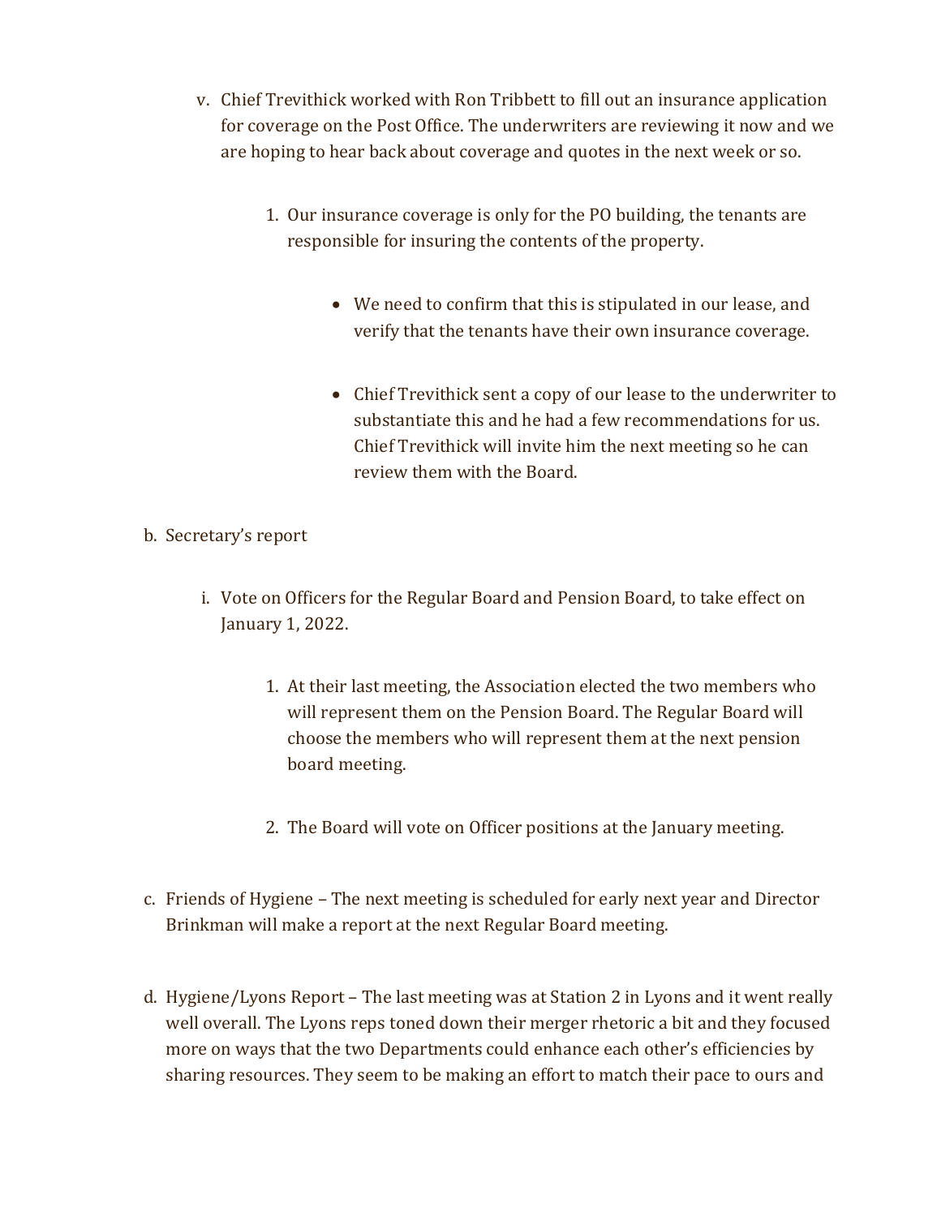v. Chief Trevithick worked with Ron Tribbett to fill out an insurance application for coverage on the Post Office. The underwriters are reviewing it now and we are hoping to hear back about coverage and quotes in the next week or so.

    1. Our insurance coverage is only for the PO building, the tenants are responsible for insuring the contents of the property.

        - We need to confirm that this is stipulated in our lease, and verify that the tenants have their own insurance coverage.

        - Chief Trevithick sent a copy of our lease to the underwriter to substantiate this and he had a few recommendations for us. Chief Trevithick will invite him the next meeting so he can review them with the Board.

b. Secretary's report

    i. Vote on Officers for the Regular Board and Pension Board, to take effect on January 1, 2022.

        1. At their last meeting, the Association elected the two members who will represent them on the Pension Board. The Regular Board will choose the members who will represent them at the next pension board meeting.

        2. The Board will vote on Officer positions at the January meeting.

c. Friends of Hygiene – The next meeting is scheduled for early next year and Director Brinkman will make a report at the next Regular Board meeting.

d. Hygiene/Lyons Report – The last meeting was at Station 2 in Lyons and it went really well overall. The Lyons reps toned down their merger rhetoric a bit and they focused more on ways that the two Departments could enhance each other's efficiencies by sharing resources. They seem to be making an effort to match their pace to ours and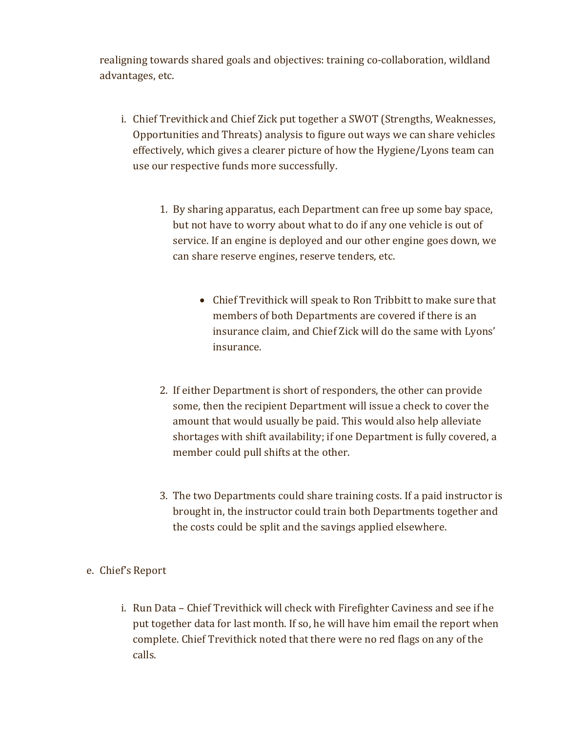realigning towards shared goals and objectives: training co-collaboration, wildland advantages, etc.

   i. Chief Trevithick and Chief Zick put together a SWOT (Strengths, Weaknesses, Opportunities and Threats) analysis to figure out ways we can share vehicles effectively, which gives a clearer picture of how the Hygiene/Lyons team can use our respective funds more successfully.

      1. By sharing apparatus, each Department can free up some bay space, but not have to worry about what to do if any one vehicle is out of service. If an engine is deployed and our other engine goes down, we can share reserve engines, reserve tenders, etc.

         - Chief Trevithick will speak to Ron Tribbitt to make sure that members of both Departments are covered if there is an insurance claim, and Chief Zick will do the same with Lyons' insurance.

      2. If either Department is short of responders, the other can provide some, then the recipient Department will issue a check to cover the amount that would usually be paid. This would also help alleviate shortages with shift availability; if one Department is fully covered, a member could pull shifts at the other.

      3. The two Departments could share training costs. If a paid instructor is brought in, the instructor could train both Departments together and the costs could be split and the savings applied elsewhere.

e. Chief's Report

   i. Run Data – Chief Trevithick will check with Firefighter Caviness and see if he put together data for last month. If so, he will have him email the report when complete. Chief Trevithick noted that there were no red flags on any of the calls.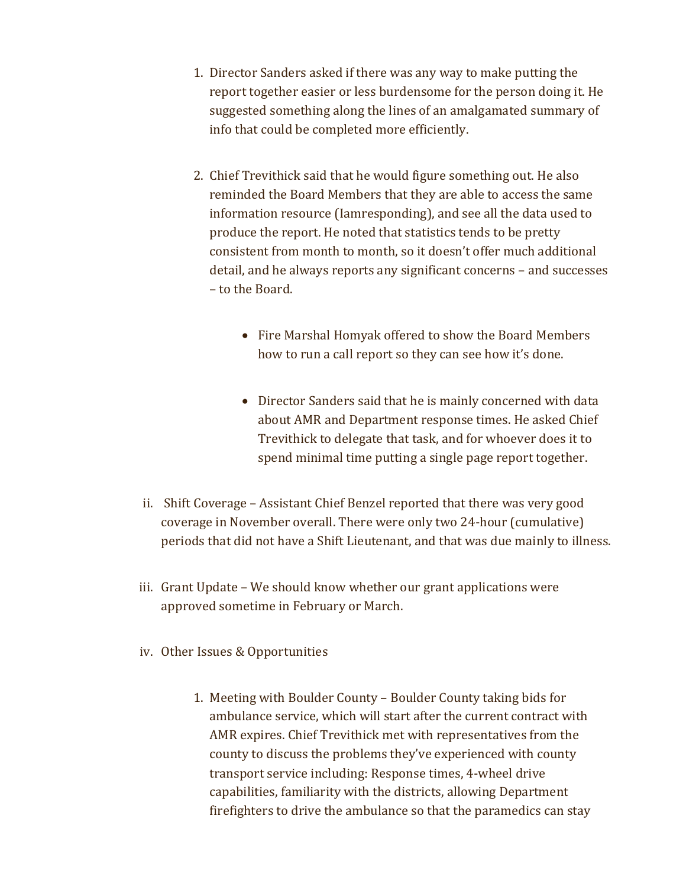1. Director Sanders asked if there was any way to make putting the report together easier or less burdensome for the person doing it. He suggested something along the lines of an amalgamated summary of info that could be completed more efficiently.

2. Chief Trevithick said that he would figure something out. He also reminded the Board Members that they are able to access the same information resource (Iamresponding), and see all the data used to produce the report. He noted that statistics tends to be pretty consistent from month to month, so it doesn't offer much additional detail, and he always reports any significant concerns – and successes – to the Board.

   - Fire Marshal Homyak offered to show the Board Members how to run a call report so they can see how it's done.

   - Director Sanders said that he is mainly concerned with data about AMR and Department response times. He asked Chief Trevithick to delegate that task, and for whoever does it to spend minimal time putting a single page report together.

ii. Shift Coverage – Assistant Chief Benzel reported that there was very good coverage in November overall. There were only two 24-hour (cumulative) periods that did not have a Shift Lieutenant, and that was due mainly to illness.

iii. Grant Update – We should know whether our grant applications were approved sometime in February or March.

iv. Other Issues & Opportunities

1. Meeting with Boulder County – Boulder County taking bids for ambulance service, which will start after the current contract with AMR expires. Chief Trevithick met with representatives from the county to discuss the problems they've experienced with county transport service including: Response times, 4-wheel drive capabilities, familiarity with the districts, allowing Department firefighters to drive the ambulance so that the paramedics can stay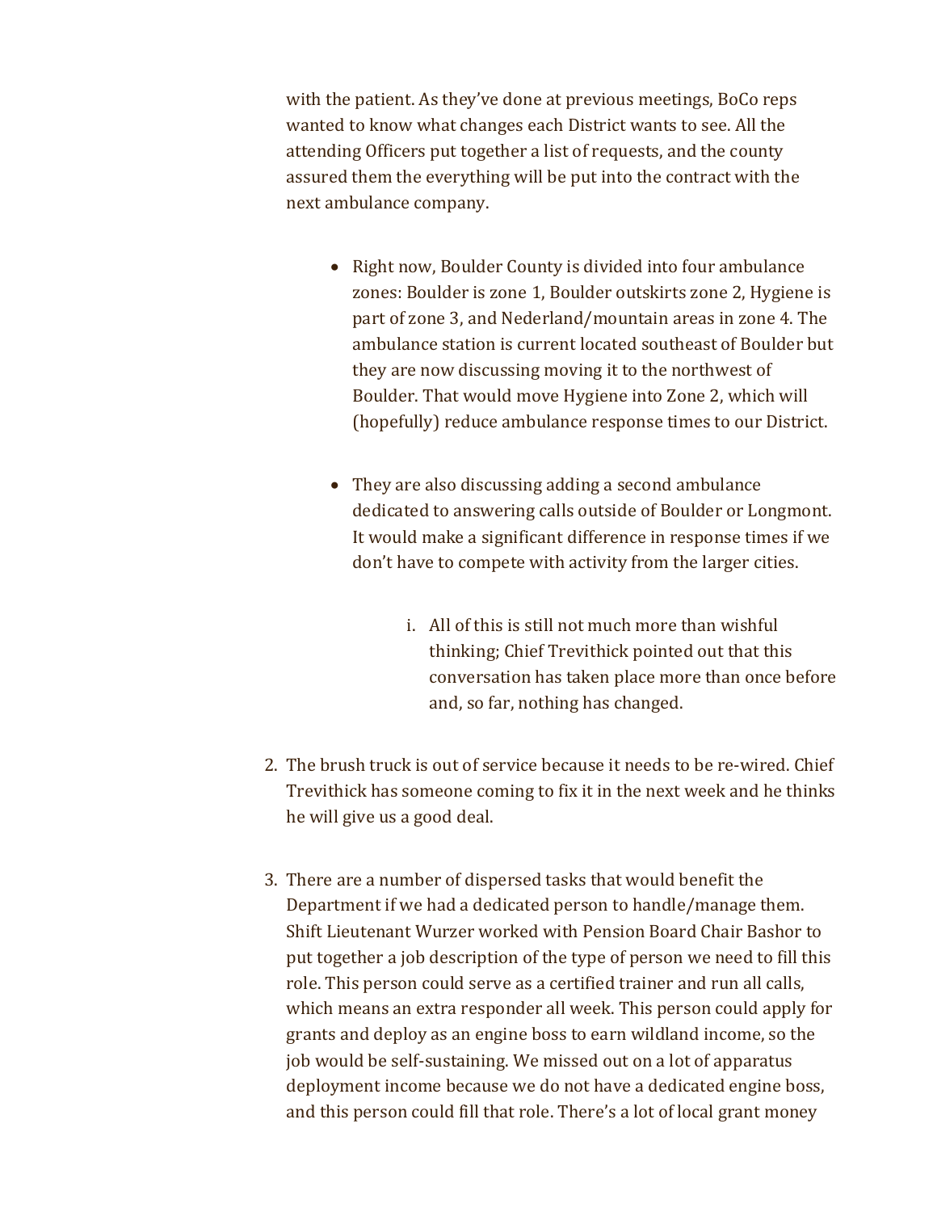with the patient. As they've done at previous meetings, BoCo reps wanted to know what changes each District wants to see. All the attending Officers put together a list of requests, and the county assured them the everything will be put into the contract with the next ambulance company.

- Right now, Boulder County is divided into four ambulance zones: Boulder is zone 1, Boulder outskirts zone 2, Hygiene is part of zone 3, and Nederland/mountain areas in zone 4. The ambulance station is current located southeast of Boulder but they are now discussing moving it to the northwest of Boulder. That would move Hygiene into Zone 2, which will (hopefully) reduce ambulance response times to our District.

- They are also discussing adding a second ambulance dedicated to answering calls outside of Boulder or Longmont. It would make a significant difference in response times if we don't have to compete with activity from the larger cities.

    i. All of this is still not much more than wishful thinking; Chief Trevithick pointed out that this conversation has taken place more than once before and, so far, nothing has changed.

2. The brush truck is out of service because it needs to be re-wired. Chief Trevithick has someone coming to fix it in the next week and he thinks he will give us a good deal.

3. There are a number of dispersed tasks that would benefit the Department if we had a dedicated person to handle/manage them. Shift Lieutenant Wurzer worked with Pension Board Chair Bashor to put together a job description of the type of person we need to fill this role. This person could serve as a certified trainer and run all calls, which means an extra responder all week. This person could apply for grants and deploy as an engine boss to earn wildland income, so the job would be self-sustaining. We missed out on a lot of apparatus deployment income because we do not have a dedicated engine boss, and this person could fill that role. There's a lot of local grant money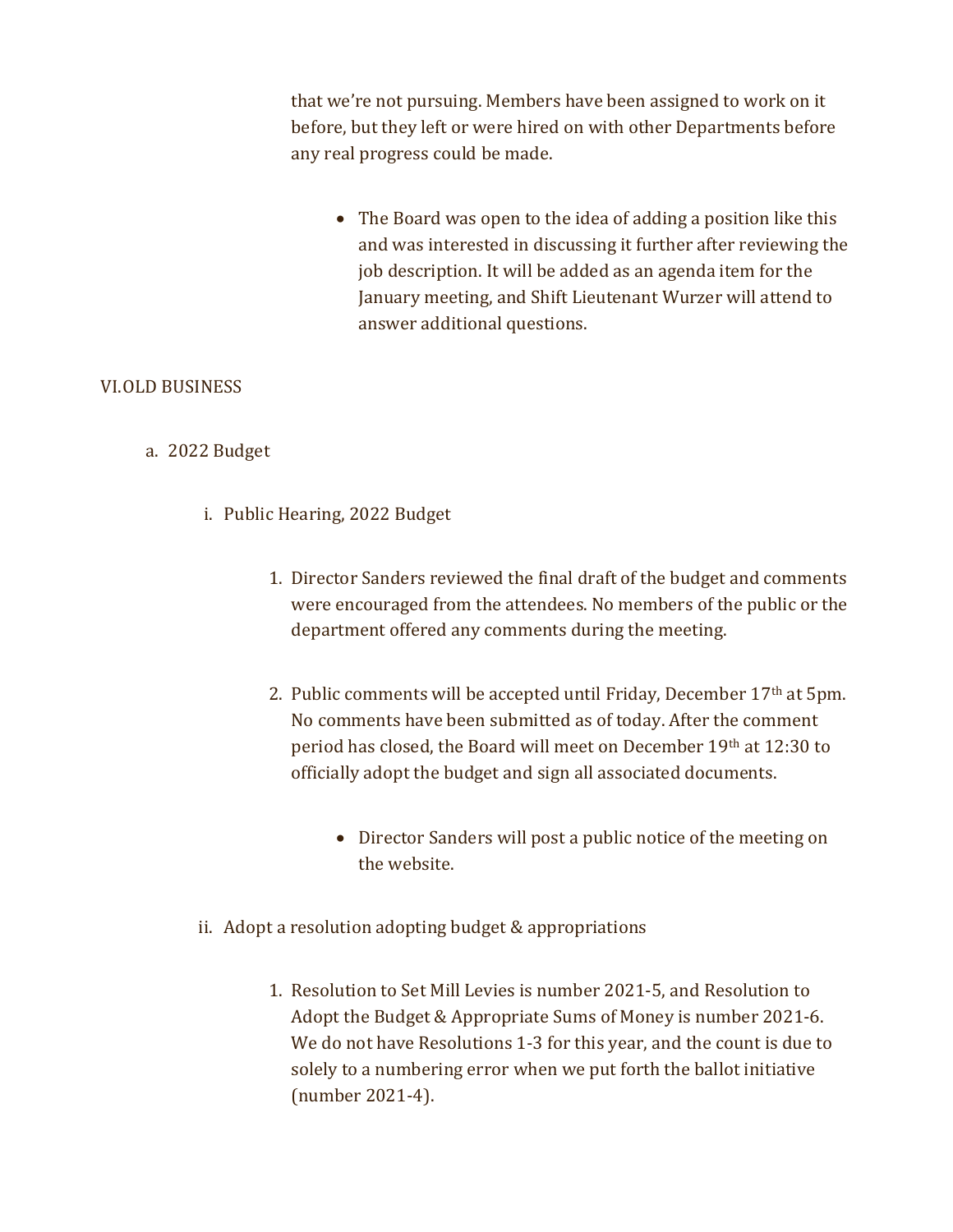that we're not pursuing. Members have been assigned to work on it before, but they left or were hired on with other Departments before any real progress could be made.

- The Board was open to the idea of adding a position like this and was interested in discussing it further after reviewing the job description. It will be added as an agenda item for the January meeting, and Shift Lieutenant Wurzer will attend to answer additional questions.

VI. OLD BUSINESS

a. 2022 Budget

i. Public Hearing, 2022 Budget

1. Director Sanders reviewed the final draft of the budget and comments were encouraged from the attendees. No members of the public or the department offered any comments during the meeting.

2. Public comments will be accepted until Friday, December 17th at 5pm. No comments have been submitted as of today. After the comment period has closed, the Board will meet on December 19th at 12:30 to officially adopt the budget and sign all associated documents.

   - Director Sanders will post a public notice of the meeting on the website.

ii. Adopt a resolution adopting budget & appropriations

1. Resolution to Set Mill Levies is number 2021-5, and Resolution to Adopt the Budget & Appropriate Sums of Money is number 2021-6. We do not have Resolutions 1-3 for this year, and the count is due to solely to a numbering error when we put forth the ballot initiative (number 2021-4).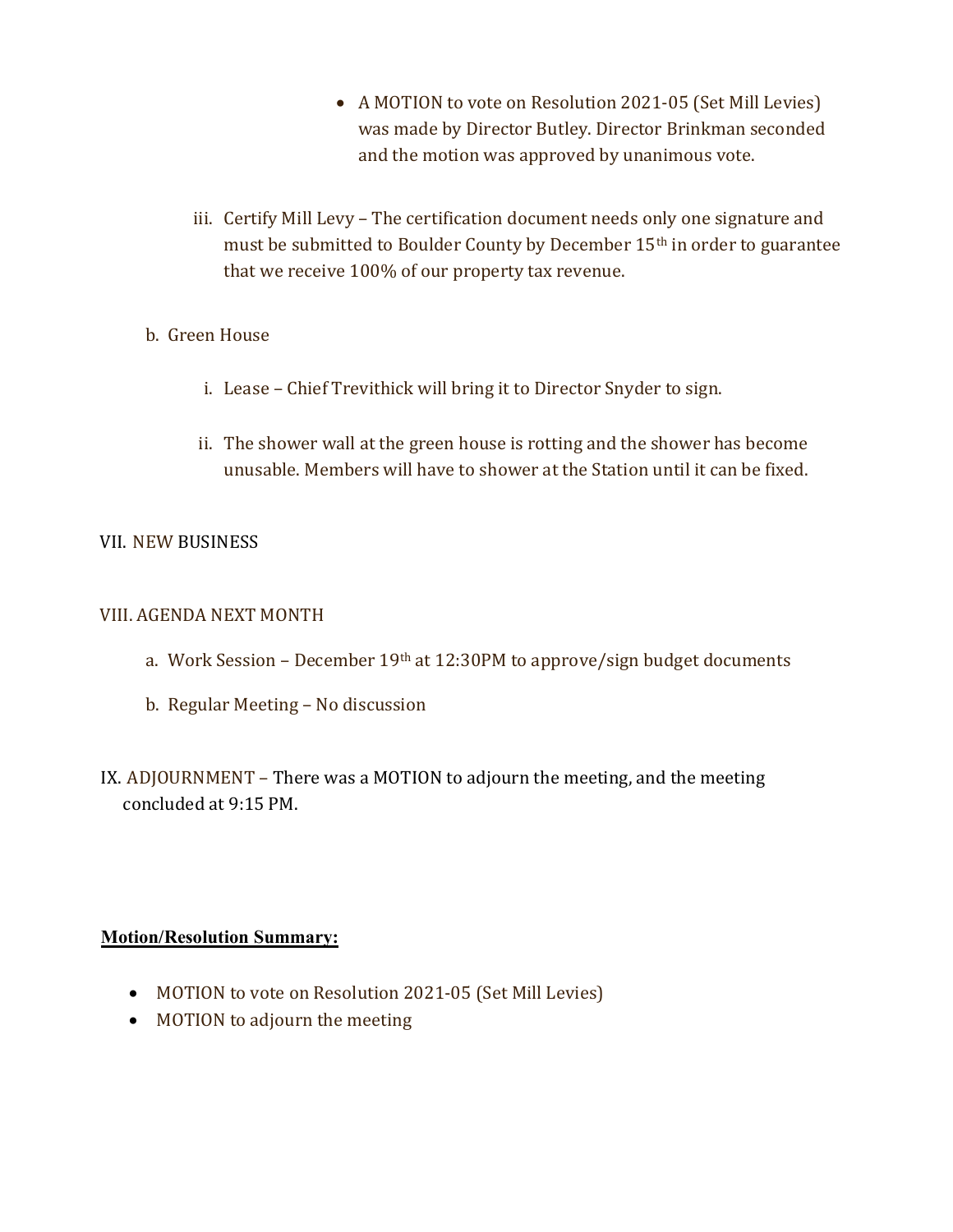- A MOTION to vote on Resolution 2021-05 (Set Mill Levies) was made by Director Butley. Director Brinkman seconded and the motion was approved by unanimous vote.

iii. Certify Mill Levy – The certification document needs only one signature and must be submitted to Boulder County by December 15th in order to guarantee that we receive 100% of our property tax revenue.

b. Green House

i. Lease – Chief Trevithick will bring it to Director Snyder to sign.

ii. The shower wall at the green house is rotting and the shower has become unusable. Members will have to shower at the Station until it can be fixed.

VII. NEW BUSINESS

VIII. AGENDA NEXT MONTH

a. Work Session – December 19th at 12:30PM to approve/sign budget documents

b. Regular Meeting – No discussion

IX. ADJOURNMENT – There was a MOTION to adjourn the meeting, and the meeting concluded at 9:15 PM.

**Motion/Resolution Summary:**

- MOTION to vote on Resolution 2021-05 (Set Mill Levies)
- MOTION to adjourn the meeting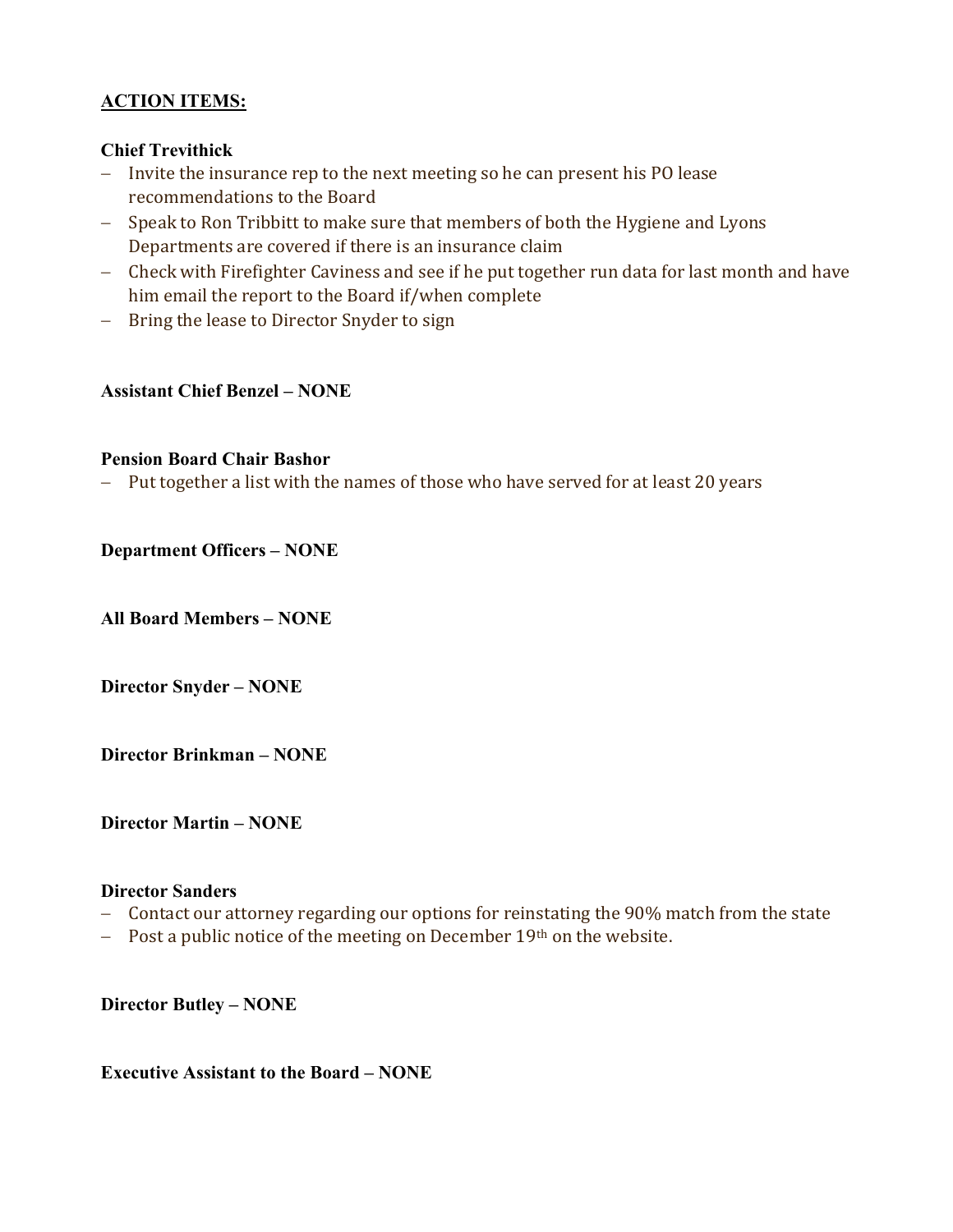**ACTION ITEMS:**

**Chief Trevithick**

- Invite the insurance rep to the next meeting so he can present his PO lease recommendations to the Board
- Speak to Ron Tribbitt to make sure that members of both the Hygiene and Lyons Departments are covered if there is an insurance claim
- Check with Firefighter Caviness and see if he put together run data for last month and have him email the report to the Board if/when complete
- Bring the lease to Director Snyder to sign

**Assistant Chief Benzel – NONE**

**Pension Board Chair Bashor**

- Put together a list with the names of those who have served for at least 20 years

**Department Officers – NONE**

**All Board Members – NONE**

**Director Snyder – NONE**

**Director Brinkman – NONE**

**Director Martin – NONE**

**Director Sanders**

- Contact our attorney regarding our options for reinstating the 90% match from the state
- Post a public notice of the meeting on December 19th on the website.

**Director Butley – NONE**

**Executive Assistant to the Board – NONE**